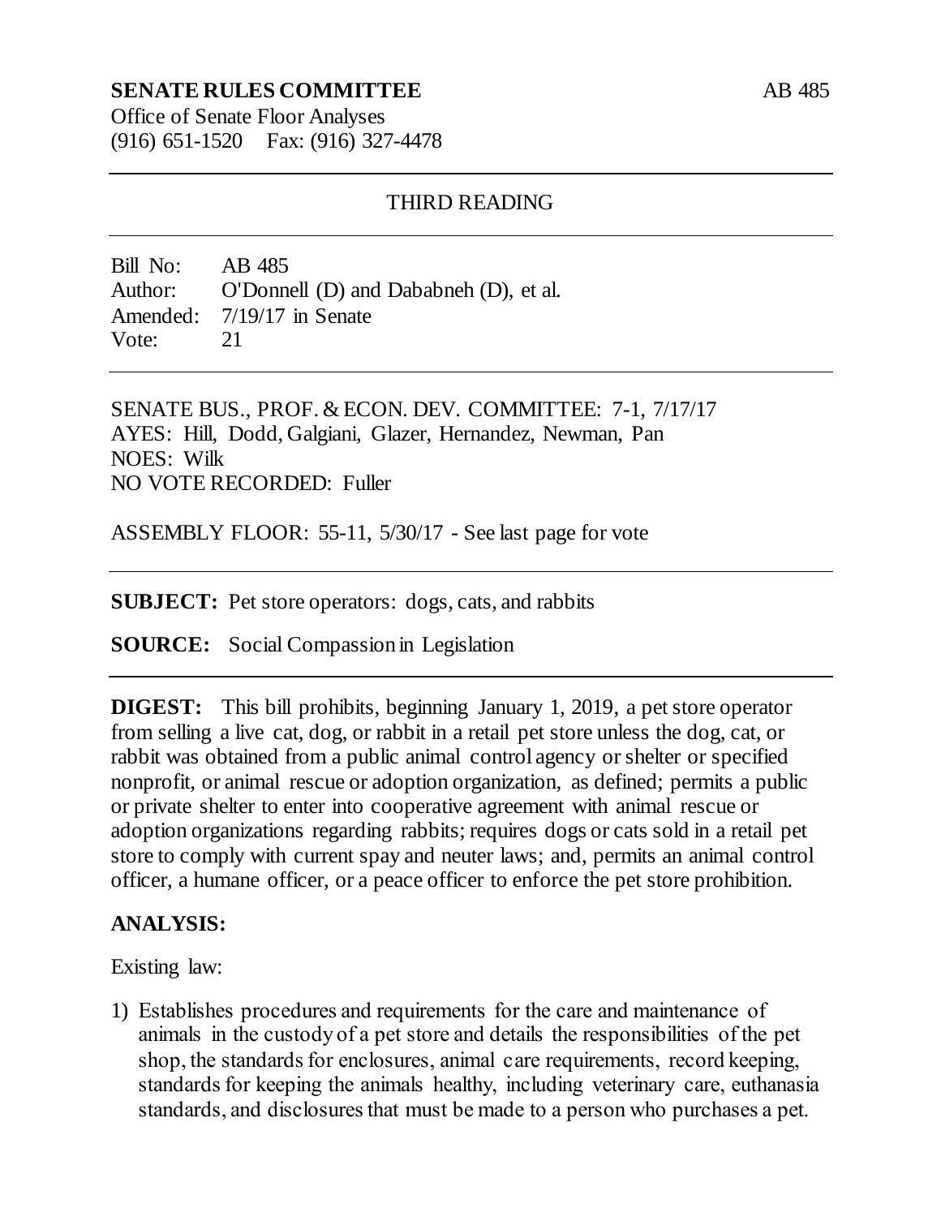**SENATE RULES COMMITTEE** AB 485

Office of Senate Floor Analyses
(916) 651-1520 Fax: (916) 327-4478

---

THIRD READING

---

Bill No: AB 485
Author: O'Donnell (D) and Dababneh (D), et al.
Amended: 7/19/17 in Senate
Vote: 21

---

SENATE BUS., PROF. & ECON. DEV. COMMITTEE: 7-1, 7/17/17
AYES: Hill, Dodd, Galgiani, Glazer, Hernandez, Newman, Pan
NOES: Wilk
NO VOTE RECORDED: Fuller

ASSEMBLY FLOOR: 55-11, 5/30/17 - See last page for vote

---

**SUBJECT:** Pet store operators: dogs, cats, and rabbits

**SOURCE:** Social Compassion in Legislation

---

**DIGEST:** This bill prohibits, beginning January 1, 2019, a pet store operator from selling a live cat, dog, or rabbit in a retail pet store unless the dog, cat, or rabbit was obtained from a public animal control agency or shelter or specified nonprofit, or animal rescue or adoption organization, as defined; permits a public or private shelter to enter into cooperative agreement with animal rescue or adoption organizations regarding rabbits; requires dogs or cats sold in a retail pet store to comply with current spay and neuter laws; and, permits an animal control officer, a humane officer, or a peace officer to enforce the pet store prohibition.

**ANALYSIS:**

Existing law:

1) Establishes procedures and requirements for the care and maintenance of animals in the custody of a pet store and details the responsibilities of the pet shop, the standards for enclosures, animal care requirements, record keeping, standards for keeping the animals healthy, including veterinary care, euthanasia standards, and disclosures that must be made to a person who purchases a pet.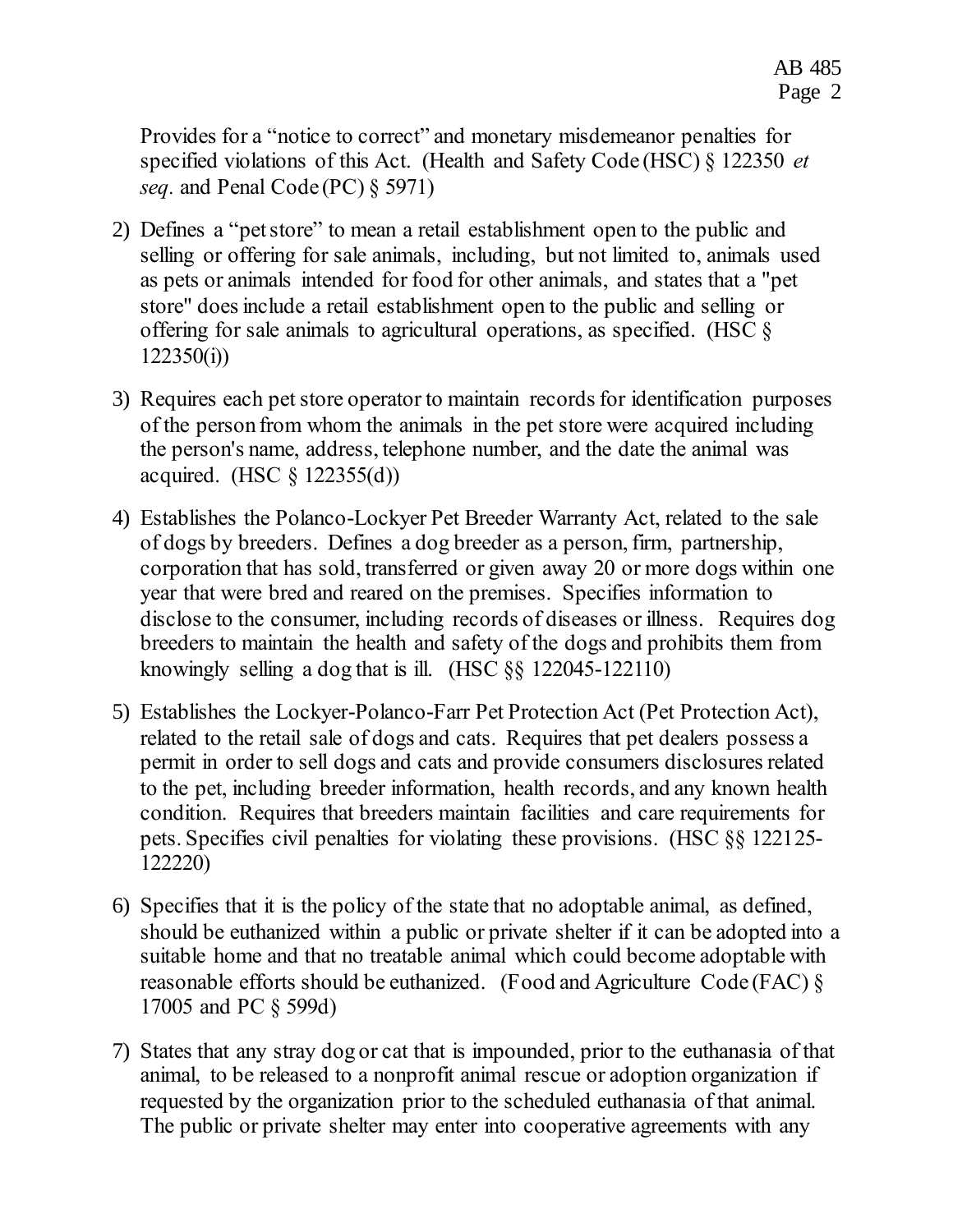Provides for a "notice to correct" and monetary misdemeanor penalties for specified violations of this Act. (Health and Safety Code (HSC) § 122350 *et seq.* and Penal Code (PC) § 5971)

2) Defines a "pet store" to mean a retail establishment open to the public and selling or offering for sale animals, including, but not limited to, animals used as pets or animals intended for food for other animals, and states that a "pet store" does include a retail establishment open to the public and selling or offering for sale animals to agricultural operations, as specified. (HSC § 122350(i))

3) Requires each pet store operator to maintain records for identification purposes of the person from whom the animals in the pet store were acquired including the person's name, address, telephone number, and the date the animal was acquired. (HSC § 122355(d))

4) Establishes the Polanco-Lockyer Pet Breeder Warranty Act, related to the sale of dogs by breeders. Defines a dog breeder as a person, firm, partnership, corporation that has sold, transferred or given away 20 or more dogs within one year that were bred and reared on the premises. Specifies information to disclose to the consumer, including records of diseases or illness. Requires dog breeders to maintain the health and safety of the dogs and prohibits them from knowingly selling a dog that is ill. (HSC §§ 122045-122110)

5) Establishes the Lockyer-Polanco-Farr Pet Protection Act (Pet Protection Act), related to the retail sale of dogs and cats. Requires that pet dealers possess a permit in order to sell dogs and cats and provide consumers disclosures related to the pet, including breeder information, health records, and any known health condition. Requires that breeders maintain facilities and care requirements for pets. Specifies civil penalties for violating these provisions. (HSC §§ 122125-122220)

6) Specifies that it is the policy of the state that no adoptable animal, as defined, should be euthanized within a public or private shelter if it can be adopted into a suitable home and that no treatable animal which could become adoptable with reasonable efforts should be euthanized. (Food and Agriculture Code (FAC) § 17005 and PC § 599d)

7) States that any stray dog or cat that is impounded, prior to the euthanasia of that animal, to be released to a nonprofit animal rescue or adoption organization if requested by the organization prior to the scheduled euthanasia of that animal. The public or private shelter may enter into cooperative agreements with any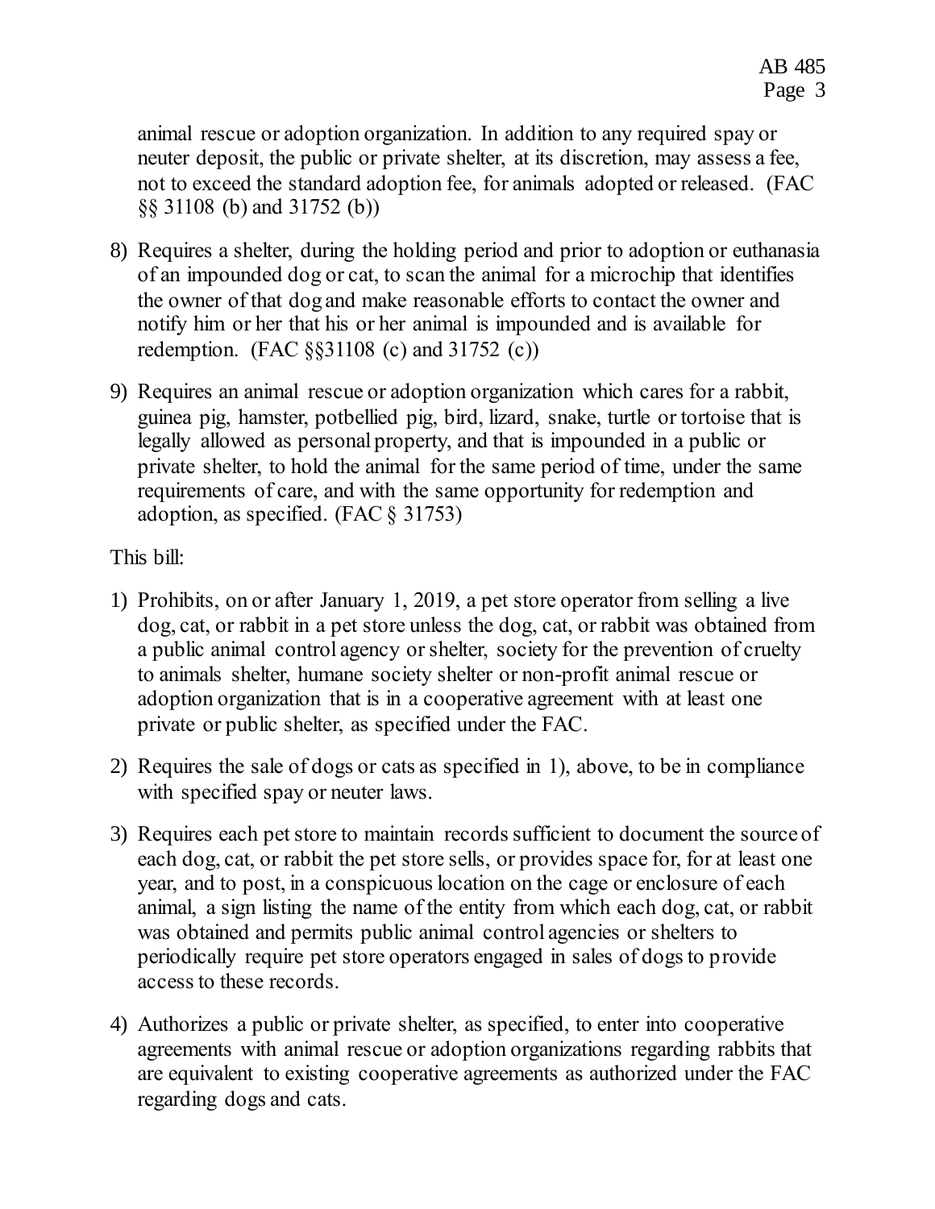animal rescue or adoption organization. In addition to any required spay or neuter deposit, the public or private shelter, at its discretion, may assess a fee, not to exceed the standard adoption fee, for animals adopted or released. (FAC §§ 31108 (b) and 31752 (b))

8) Requires a shelter, during the holding period and prior to adoption or euthanasia of an impounded dog or cat, to scan the animal for a microchip that identifies the owner of that dog and make reasonable efforts to contact the owner and notify him or her that his or her animal is impounded and is available for redemption. (FAC §§31108 (c) and 31752 (c))

9) Requires an animal rescue or adoption organization which cares for a rabbit, guinea pig, hamster, potbellied pig, bird, lizard, snake, turtle or tortoise that is legally allowed as personal property, and that is impounded in a public or private shelter, to hold the animal for the same period of time, under the same requirements of care, and with the same opportunity for redemption and adoption, as specified. (FAC § 31753)

This bill:

1) Prohibits, on or after January 1, 2019, a pet store operator from selling a live dog, cat, or rabbit in a pet store unless the dog, cat, or rabbit was obtained from a public animal control agency or shelter, society for the prevention of cruelty to animals shelter, humane society shelter or non-profit animal rescue or adoption organization that is in a cooperative agreement with at least one private or public shelter, as specified under the FAC.

2) Requires the sale of dogs or cats as specified in 1), above, to be in compliance with specified spay or neuter laws.

3) Requires each pet store to maintain records sufficient to document the source of each dog, cat, or rabbit the pet store sells, or provides space for, for at least one year, and to post, in a conspicuous location on the cage or enclosure of each animal, a sign listing the name of the entity from which each dog, cat, or rabbit was obtained and permits public animal control agencies or shelters to periodically require pet store operators engaged in sales of dogs to provide access to these records.

4) Authorizes a public or private shelter, as specified, to enter into cooperative agreements with animal rescue or adoption organizations regarding rabbits that are equivalent to existing cooperative agreements as authorized under the FAC regarding dogs and cats.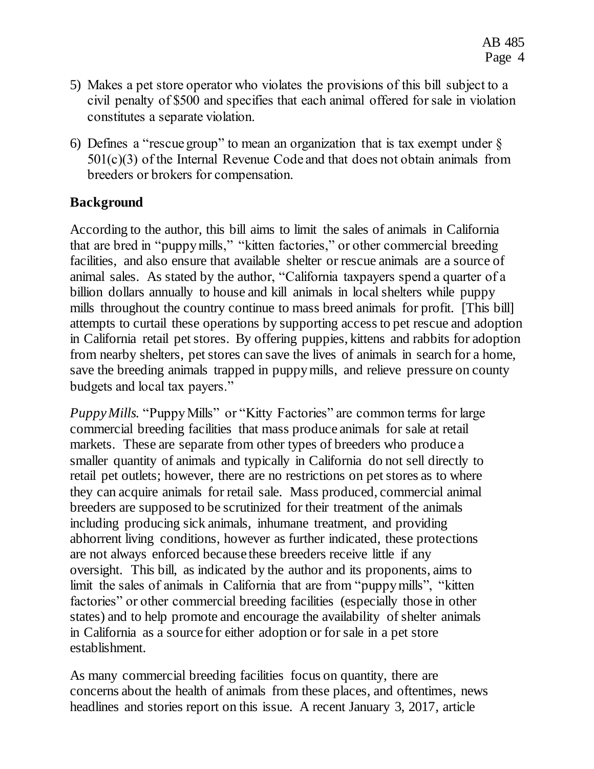5) Makes a pet store operator who violates the provisions of this bill subject to a civil penalty of $500 and specifies that each animal offered for sale in violation constitutes a separate violation.

6) Defines a "rescue group" to mean an organization that is tax exempt under § 501(c)(3) of the Internal Revenue Code and that does not obtain animals from breeders or brokers for compensation.

## Background

According to the author, this bill aims to limit the sales of animals in California that are bred in "puppy mills," "kitten factories," or other commercial breeding facilities, and also ensure that available shelter or rescue animals are a source of animal sales. As stated by the author, "California taxpayers spend a quarter of a billion dollars annually to house and kill animals in local shelters while puppy mills throughout the country continue to mass breed animals for profit. [This bill] attempts to curtail these operations by supporting access to pet rescue and adoption in California retail pet stores. By offering puppies, kittens and rabbits for adoption from nearby shelters, pet stores can save the lives of animals in search for a home, save the breeding animals trapped in puppy mills, and relieve pressure on county budgets and local tax payers."

*Puppy Mills.* "Puppy Mills" or "Kitty Factories" are common terms for large commercial breeding facilities that mass produce animals for sale at retail markets. These are separate from other types of breeders who produce a smaller quantity of animals and typically in California do not sell directly to retail pet outlets; however, there are no restrictions on pet stores as to where they can acquire animals for retail sale. Mass produced, commercial animal breeders are supposed to be scrutinized for their treatment of the animals including producing sick animals, inhumane treatment, and providing abhorrent living conditions, however as further indicated, these protections are not always enforced because these breeders receive little if any oversight. This bill, as indicated by the author and its proponents, aims to limit the sales of animals in California that are from "puppy mills", "kitten factories" or other commercial breeding facilities (especially those in other states) and to help promote and encourage the availability of shelter animals in California as a source for either adoption or for sale in a pet store establishment.

As many commercial breeding facilities focus on quantity, there are concerns about the health of animals from these places, and oftentimes, news headlines and stories report on this issue. A recent January 3, 2017, article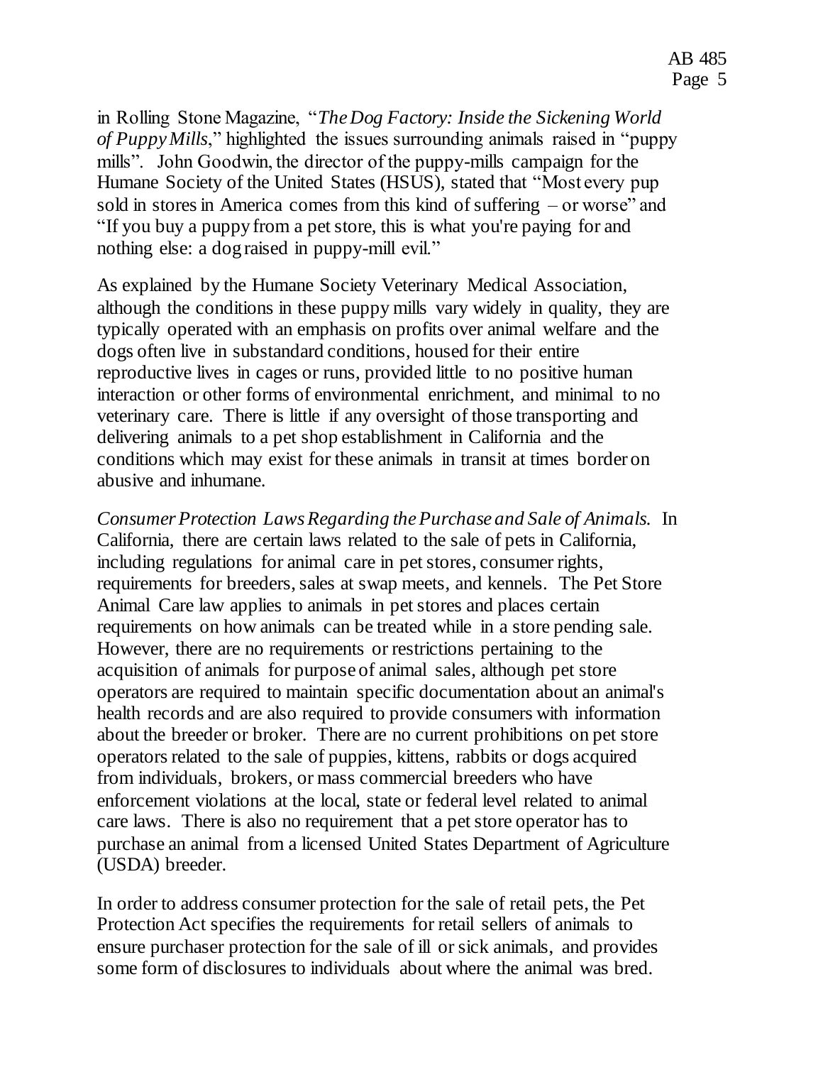in Rolling Stone Magazine, "*The Dog Factory: Inside the Sickening World of Puppy Mills*," highlighted the issues surrounding animals raised in "puppy mills". John Goodwin, the director of the puppy-mills campaign for the Humane Society of the United States (HSUS), stated that "Most every pup sold in stores in America comes from this kind of suffering – or worse" and "If you buy a puppy from a pet store, this is what you're paying for and nothing else: a dog raised in puppy-mill evil."

As explained by the Humane Society Veterinary Medical Association, although the conditions in these puppy mills vary widely in quality, they are typically operated with an emphasis on profits over animal welfare and the dogs often live in substandard conditions, housed for their entire reproductive lives in cages or runs, provided little to no positive human interaction or other forms of environmental enrichment, and minimal to no veterinary care. There is little if any oversight of those transporting and delivering animals to a pet shop establishment in California and the conditions which may exist for these animals in transit at times border on abusive and inhumane.

*Consumer Protection Laws Regarding the Purchase and Sale of Animals.* In California, there are certain laws related to the sale of pets in California, including regulations for animal care in pet stores, consumer rights, requirements for breeders, sales at swap meets, and kennels. The Pet Store Animal Care law applies to animals in pet stores and places certain requirements on how animals can be treated while in a store pending sale. However, there are no requirements or restrictions pertaining to the acquisition of animals for purpose of animal sales, although pet store operators are required to maintain specific documentation about an animal's health records and are also required to provide consumers with information about the breeder or broker. There are no current prohibitions on pet store operators related to the sale of puppies, kittens, rabbits or dogs acquired from individuals, brokers, or mass commercial breeders who have enforcement violations at the local, state or federal level related to animal care laws. There is also no requirement that a pet store operator has to purchase an animal from a licensed United States Department of Agriculture (USDA) breeder.

In order to address consumer protection for the sale of retail pets, the Pet Protection Act specifies the requirements for retail sellers of animals to ensure purchaser protection for the sale of ill or sick animals, and provides some form of disclosures to individuals about where the animal was bred.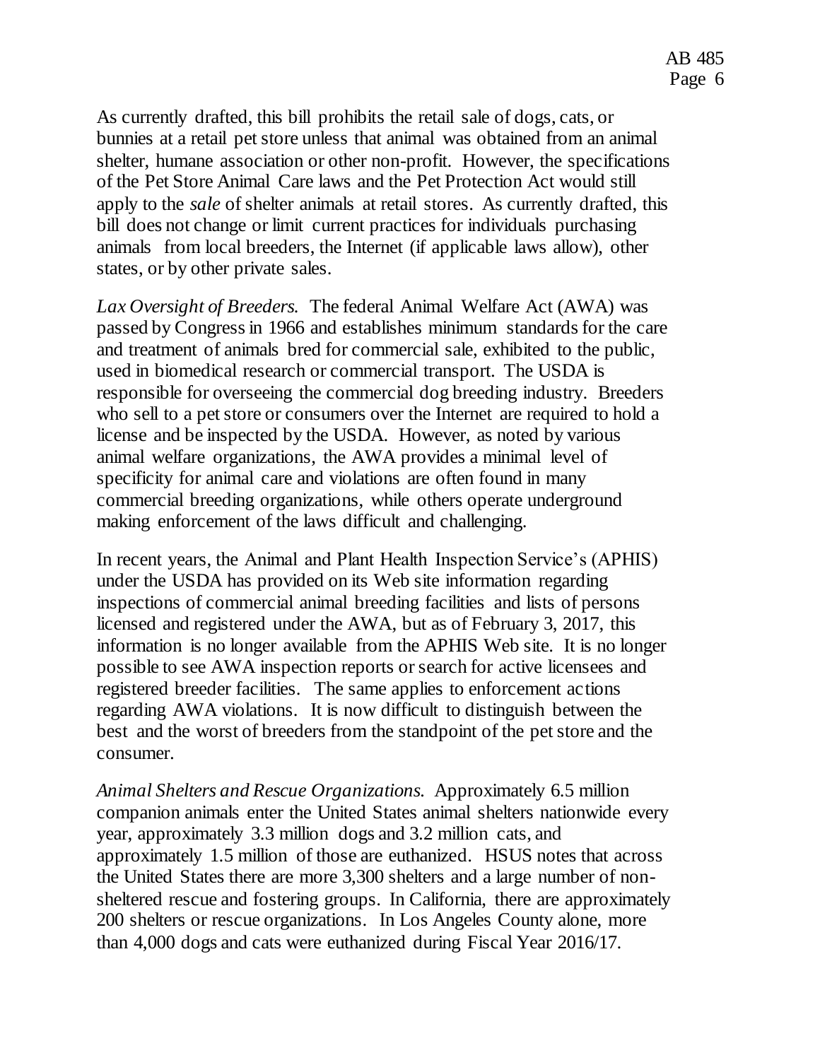As currently drafted, this bill prohibits the retail sale of dogs, cats, or bunnies at a retail pet store unless that animal was obtained from an animal shelter, humane association or other non-profit. However, the specifications of the Pet Store Animal Care laws and the Pet Protection Act would still apply to the *sale* of shelter animals at retail stores. As currently drafted, this bill does not change or limit current practices for individuals purchasing animals from local breeders, the Internet (if applicable laws allow), other states, or by other private sales.

*Lax Oversight of Breeders.* The federal Animal Welfare Act (AWA) was passed by Congress in 1966 and establishes minimum standards for the care and treatment of animals bred for commercial sale, exhibited to the public, used in biomedical research or commercial transport. The USDA is responsible for overseeing the commercial dog breeding industry. Breeders who sell to a pet store or consumers over the Internet are required to hold a license and be inspected by the USDA. However, as noted by various animal welfare organizations, the AWA provides a minimal level of specificity for animal care and violations are often found in many commercial breeding organizations, while others operate underground making enforcement of the laws difficult and challenging.

In recent years, the Animal and Plant Health Inspection Service's (APHIS) under the USDA has provided on its Web site information regarding inspections of commercial animal breeding facilities and lists of persons licensed and registered under the AWA, but as of February 3, 2017, this information is no longer available from the APHIS Web site. It is no longer possible to see AWA inspection reports or search for active licensees and registered breeder facilities. The same applies to enforcement actions regarding AWA violations. It is now difficult to distinguish between the best and the worst of breeders from the standpoint of the pet store and the consumer.

*Animal Shelters and Rescue Organizations.* Approximately 6.5 million companion animals enter the United States animal shelters nationwide every year, approximately 3.3 million dogs and 3.2 million cats, and approximately 1.5 million of those are euthanized. HSUS notes that across the United States there are more 3,300 shelters and a large number of non-sheltered rescue and fostering groups. In California, there are approximately 200 shelters or rescue organizations. In Los Angeles County alone, more than 4,000 dogs and cats were euthanized during Fiscal Year 2016/17.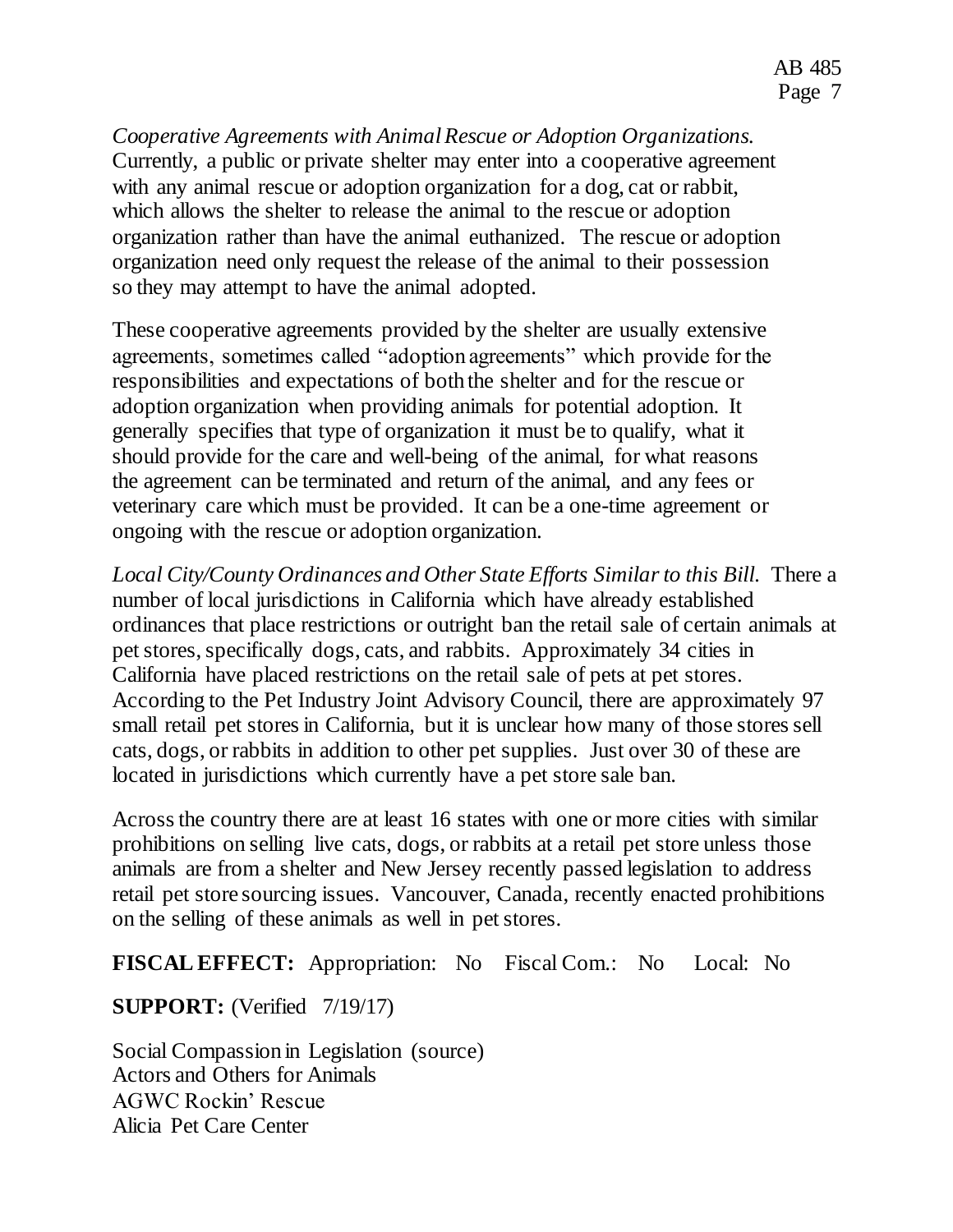*Cooperative Agreements with Animal Rescue or Adoption Organizations.* Currently, a public or private shelter may enter into a cooperative agreement with any animal rescue or adoption organization for a dog, cat or rabbit, which allows the shelter to release the animal to the rescue or adoption organization rather than have the animal euthanized. The rescue or adoption organization need only request the release of the animal to their possession so they may attempt to have the animal adopted.

These cooperative agreements provided by the shelter are usually extensive agreements, sometimes called "adoption agreements" which provide for the responsibilities and expectations of both the shelter and for the rescue or adoption organization when providing animals for potential adoption. It generally specifies that type of organization it must be to qualify, what it should provide for the care and well-being of the animal, for what reasons the agreement can be terminated and return of the animal, and any fees or veterinary care which must be provided. It can be a one-time agreement or ongoing with the rescue or adoption organization.

*Local City/County Ordinances and Other State Efforts Similar to this Bill.* There a number of local jurisdictions in California which have already established ordinances that place restrictions or outright ban the retail sale of certain animals at pet stores, specifically dogs, cats, and rabbits. Approximately 34 cities in California have placed restrictions on the retail sale of pets at pet stores. According to the Pet Industry Joint Advisory Council, there are approximately 97 small retail pet stores in California, but it is unclear how many of those stores sell cats, dogs, or rabbits in addition to other pet supplies. Just over 30 of these are located in jurisdictions which currently have a pet store sale ban.

Across the country there are at least 16 states with one or more cities with similar prohibitions on selling live cats, dogs, or rabbits at a retail pet store unless those animals are from a shelter and New Jersey recently passed legislation to address retail pet store sourcing issues. Vancouver, Canada, recently enacted prohibitions on the selling of these animals as well in pet stores.

**FISCAL EFFECT:** Appropriation: No Fiscal Com.: No Local: No

**SUPPORT:** (Verified 7/19/17)

Social Compassion in Legislation (source)
Actors and Others for Animals
AGWC Rockin' Rescue
Alicia Pet Care Center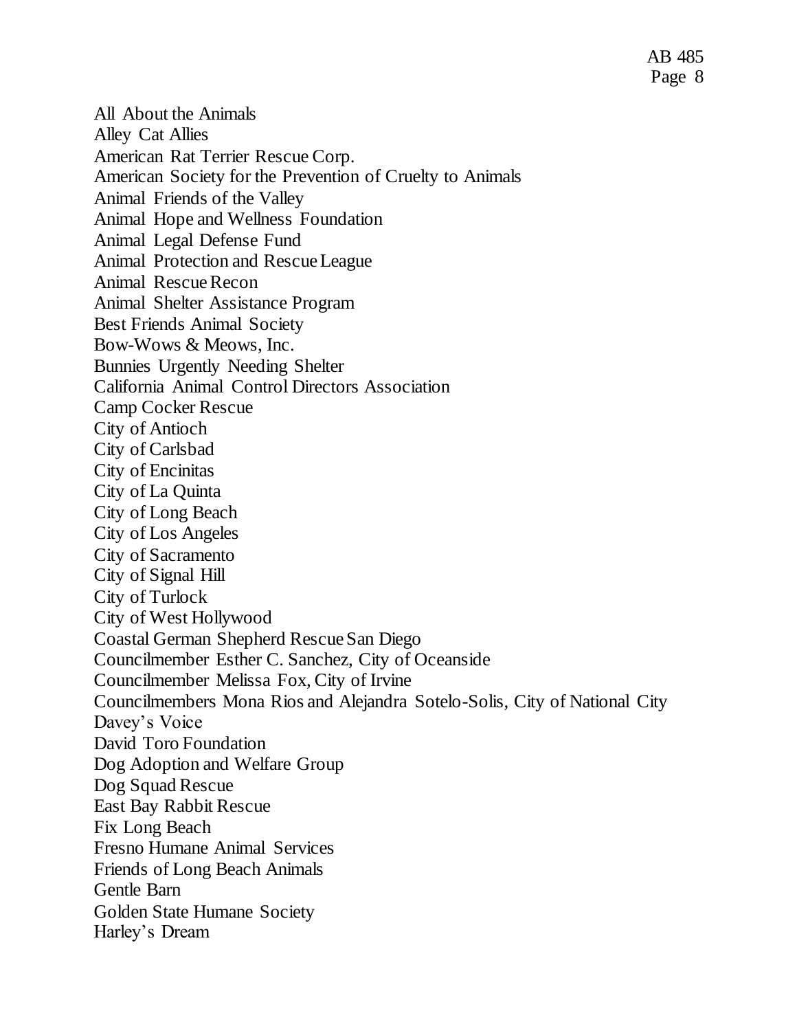All About the Animals
Alley Cat Allies
American Rat Terrier Rescue Corp.
American Society for the Prevention of Cruelty to Animals
Animal Friends of the Valley
Animal Hope and Wellness Foundation
Animal Legal Defense Fund
Animal Protection and Rescue League
Animal Rescue Recon
Animal Shelter Assistance Program
Best Friends Animal Society
Bow-Wows & Meows, Inc.
Bunnies Urgently Needing Shelter
California Animal Control Directors Association
Camp Cocker Rescue
City of Antioch
City of Carlsbad
City of Encinitas
City of La Quinta
City of Long Beach
City of Los Angeles
City of Sacramento
City of Signal Hill
City of Turlock
City of West Hollywood
Coastal German Shepherd Rescue San Diego
Councilmember Esther C. Sanchez, City of Oceanside
Councilmember Melissa Fox, City of Irvine
Councilmembers Mona Rios and Alejandra Sotelo-Solis, City of National City
Davey's Voice
David Toro Foundation
Dog Adoption and Welfare Group
Dog Squad Rescue
East Bay Rabbit Rescue
Fix Long Beach
Fresno Humane Animal Services
Friends of Long Beach Animals
Gentle Barn
Golden State Humane Society
Harley's Dream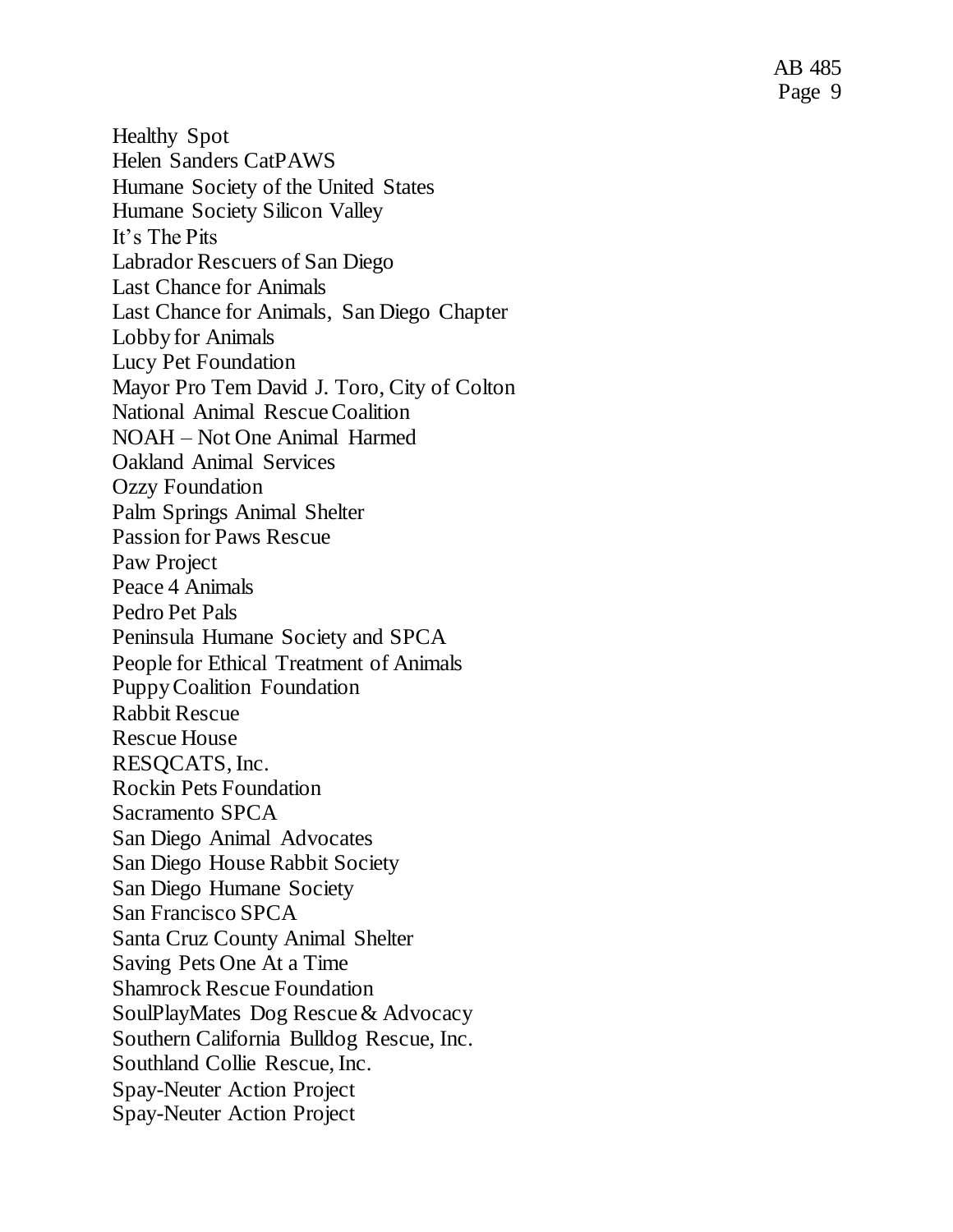Healthy Spot
Helen Sanders CatPAWS
Humane Society of the United States
Humane Society Silicon Valley
It's The Pits
Labrador Rescuers of San Diego
Last Chance for Animals
Last Chance for Animals, San Diego Chapter
Lobby for Animals
Lucy Pet Foundation
Mayor Pro Tem David J. Toro, City of Colton
National Animal Rescue Coalition
NOAH – Not One Animal Harmed
Oakland Animal Services
Ozzy Foundation
Palm Springs Animal Shelter
Passion for Paws Rescue
Paw Project
Peace 4 Animals
Pedro Pet Pals
Peninsula Humane Society and SPCA
People for Ethical Treatment of Animals
Puppy Coalition Foundation
Rabbit Rescue
Rescue House
RESQCATS, Inc.
Rockin Pets Foundation
Sacramento SPCA
San Diego Animal Advocates
San Diego House Rabbit Society
San Diego Humane Society
San Francisco SPCA
Santa Cruz County Animal Shelter
Saving Pets One At a Time
Shamrock Rescue Foundation
SoulPlayMates Dog Rescue & Advocacy
Southern California Bulldog Rescue, Inc.
Southland Collie Rescue, Inc.
Spay-Neuter Action Project
Spay-Neuter Action Project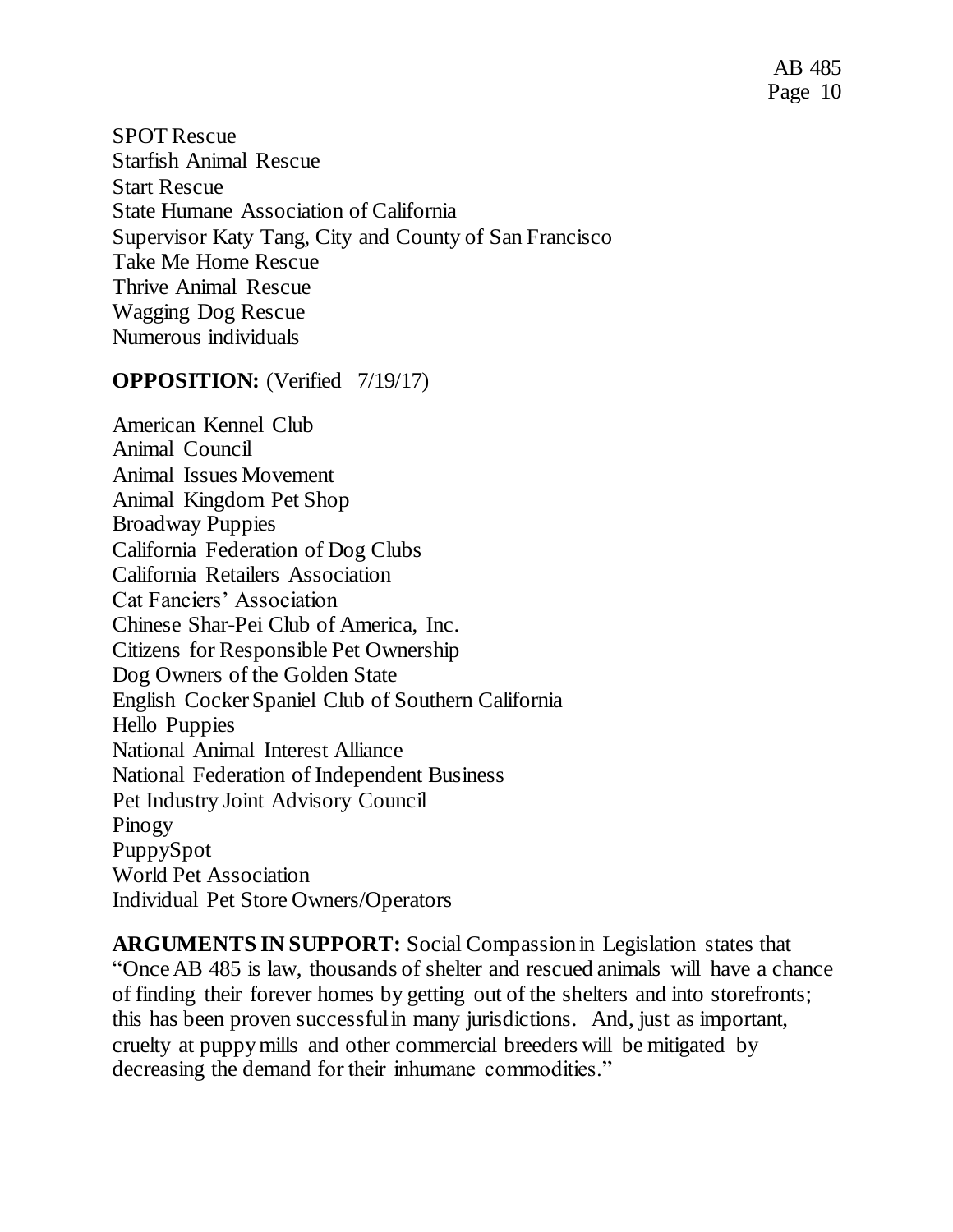SPOT Rescue
Starfish Animal Rescue
Start Rescue
State Humane Association of California
Supervisor Katy Tang, City and County of San Francisco
Take Me Home Rescue
Thrive Animal Rescue
Wagging Dog Rescue
Numerous individuals

**OPPOSITION:** (Verified 7/19/17)

American Kennel Club
Animal Council
Animal Issues Movement
Animal Kingdom Pet Shop
Broadway Puppies
California Federation of Dog Clubs
California Retailers Association
Cat Fanciers' Association
Chinese Shar-Pei Club of America, Inc.
Citizens for Responsible Pet Ownership
Dog Owners of the Golden State
English Cocker Spaniel Club of Southern California
Hello Puppies
National Animal Interest Alliance
National Federation of Independent Business
Pet Industry Joint Advisory Council
Pinogy
PuppySpot
World Pet Association
Individual Pet Store Owners/Operators

**ARGUMENTS IN SUPPORT:** Social Compassion in Legislation states that "Once AB 485 is law, thousands of shelter and rescued animals will have a chance of finding their forever homes by getting out of the shelters and into storefronts; this has been proven successful in many jurisdictions. And, just as important, cruelty at puppy mills and other commercial breeders will be mitigated by decreasing the demand for their inhumane commodities."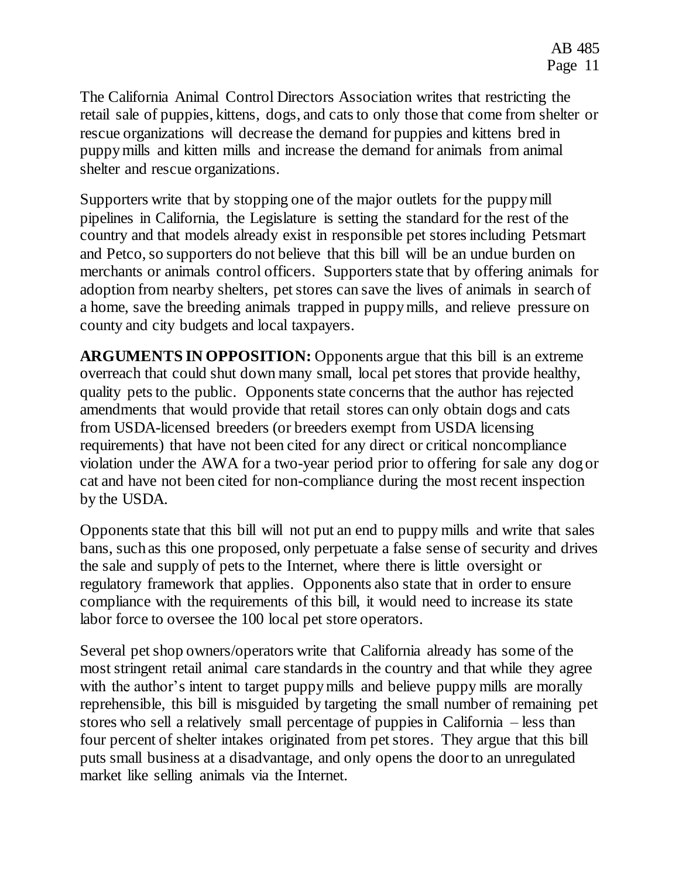The California Animal Control Directors Association writes that restricting the retail sale of puppies, kittens, dogs, and cats to only those that come from shelter or rescue organizations will decrease the demand for puppies and kittens bred in puppy mills and kitten mills and increase the demand for animals from animal shelter and rescue organizations.

Supporters write that by stopping one of the major outlets for the puppy mill pipelines in California, the Legislature is setting the standard for the rest of the country and that models already exist in responsible pet stores including Petsmart and Petco, so supporters do not believe that this bill will be an undue burden on merchants or animals control officers. Supporters state that by offering animals for adoption from nearby shelters, pet stores can save the lives of animals in search of a home, save the breeding animals trapped in puppy mills, and relieve pressure on county and city budgets and local taxpayers.

**ARGUMENTS IN OPPOSITION:** Opponents argue that this bill is an extreme overreach that could shut down many small, local pet stores that provide healthy, quality pets to the public. Opponents state concerns that the author has rejected amendments that would provide that retail stores can only obtain dogs and cats from USDA-licensed breeders (or breeders exempt from USDA licensing requirements) that have not been cited for any direct or critical noncompliance violation under the AWA for a two-year period prior to offering for sale any dog or cat and have not been cited for non-compliance during the most recent inspection by the USDA.

Opponents state that this bill will not put an end to puppy mills and write that sales bans, such as this one proposed, only perpetuate a false sense of security and drives the sale and supply of pets to the Internet, where there is little oversight or regulatory framework that applies. Opponents also state that in order to ensure compliance with the requirements of this bill, it would need to increase its state labor force to oversee the 100 local pet store operators.

Several pet shop owners/operators write that California already has some of the most stringent retail animal care standards in the country and that while they agree with the author's intent to target puppy mills and believe puppy mills are morally reprehensible, this bill is misguided by targeting the small number of remaining pet stores who sell a relatively small percentage of puppies in California – less than four percent of shelter intakes originated from pet stores. They argue that this bill puts small business at a disadvantage, and only opens the door to an unregulated market like selling animals via the Internet.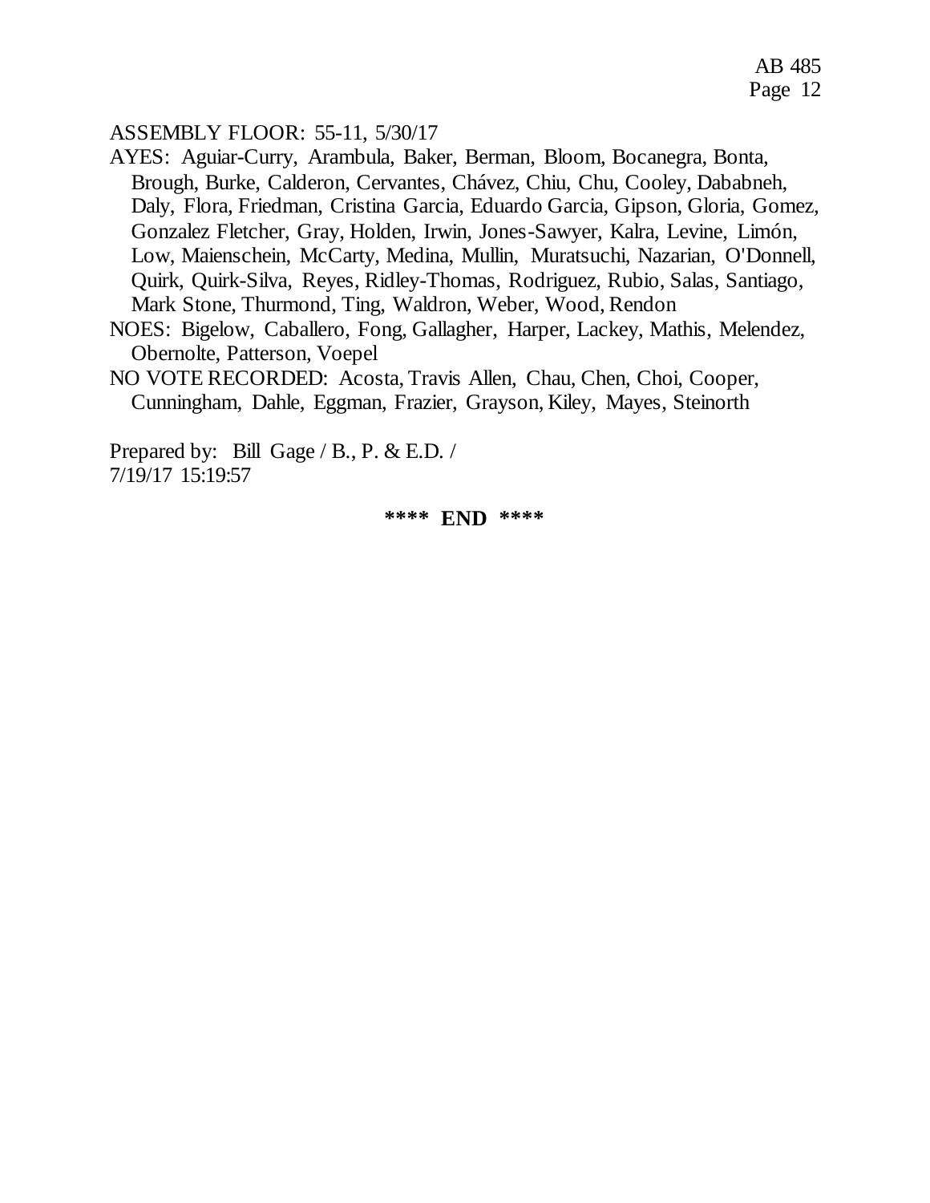ASSEMBLY FLOOR: 55-11, 5/30/17

AYES: Aguiar-Curry, Arambula, Baker, Berman, Bloom, Bocanegra, Bonta, Brough, Burke, Calderon, Cervantes, Chávez, Chiu, Chu, Cooley, Dababneh, Daly, Flora, Friedman, Cristina Garcia, Eduardo Garcia, Gipson, Gloria, Gomez, Gonzalez Fletcher, Gray, Holden, Irwin, Jones-Sawyer, Kalra, Levine, Limón, Low, Maienschein, McCarty, Medina, Mullin, Muratsuchi, Nazarian, O'Donnell, Quirk, Quirk-Silva, Reyes, Ridley-Thomas, Rodriguez, Rubio, Salas, Santiago, Mark Stone, Thurmond, Ting, Waldron, Weber, Wood, Rendon

NOES: Bigelow, Caballero, Fong, Gallagher, Harper, Lackey, Mathis, Melendez, Obernolte, Patterson, Voepel

NO VOTE RECORDED: Acosta, Travis Allen, Chau, Chen, Choi, Cooper, Cunningham, Dahle, Eggman, Frazier, Grayson, Kiley, Mayes, Steinorth

Prepared by: Bill Gage / B., P. & E.D. /
7/19/17 15:19:57

**\*\*\*\* END \*\*\*\***